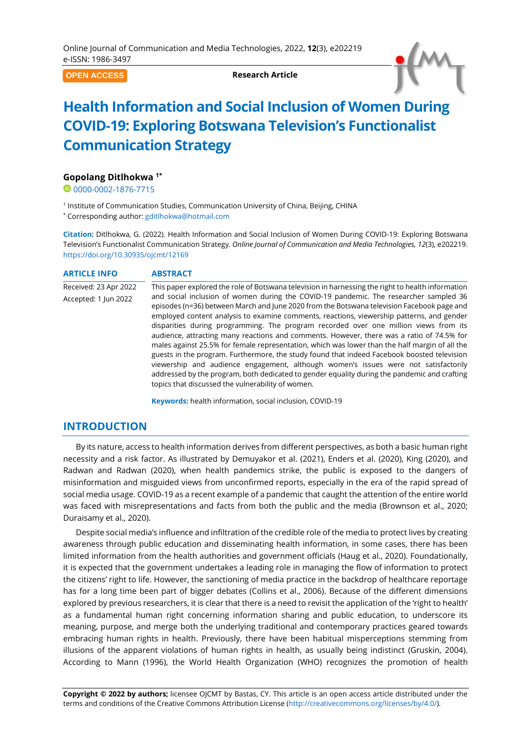Online Journal of Communication and Media Technologies, 2022, **12**(3), e202219
e-ISSN: 1986-3497

OPEN ACCESS

**Research Article**

# Health Information and Social Inclusion of Women During COVID-19: Exploring Botswana Television's Functionalist Communication Strategy

**Gopolang Ditlhokwa** [1*]

0000-0002-1876-7715

[1] Institute of Communication Studies, Communication University of China, Beijing, CHINA

[*] Corresponding author: gditlhokwa@hotmail.com

**Citation:** Ditlhokwa, G. (2022). Health Information and Social Inclusion of Women During COVID-19: Exploring Botswana Television's Functionalist Communication Strategy. *Online Journal of Communication and Media Technologies, 12*(3), e202219. https://doi.org/10.30935/ojcmt/12169

**ARTICLE INFO**

Received: 23 Apr 2022

Accepted: 1 Jun 2022

**ABSTRACT**

This paper explored the role of Botswana television in harnessing the right to health information and social inclusion of women during the COVID-19 pandemic. The researcher sampled 36 episodes (n=36) between March and June 2020 from the Botswana television Facebook page and employed content analysis to examine comments, reactions, viewership patterns, and gender disparities during programming. The program recorded over one million views from its audience, attracting many reactions and comments. However, there was a ratio of 74.5% for males against 25.5% for female representation, which was lower than the half margin of all the guests in the program. Furthermore, the study found that indeed Facebook boosted television viewership and audience engagement, although women's issues were not satisfactorily addressed by the program, both dedicated to gender equality during the pandemic and crafting topics that discussed the vulnerability of women.

**Keywords:** health information, social inclusion, COVID-19

## INTRODUCTION

By its nature, access to health information derives from different perspectives, as both a basic human right necessity and a risk factor. As illustrated by Demuyakor et al. (2021), Enders et al. (2020), King (2020), and Radwan and Radwan (2020), when health pandemics strike, the public is exposed to the dangers of misinformation and misguided views from unconfirmed reports, especially in the era of the rapid spread of social media usage. COVID-19 as a recent example of a pandemic that caught the attention of the entire world was faced with misrepresentations and facts from both the public and the media (Brownson et al., 2020; Duraisamy et al., 2020).

Despite social media's influence and infiltration of the credible role of the media to protect lives by creating awareness through public education and disseminating health information, in some cases, there has been limited information from the health authorities and government officials (Haug et al., 2020). Foundationally, it is expected that the government undertakes a leading role in managing the flow of information to protect the citizens' right to life. However, the sanctioning of media practice in the backdrop of healthcare reportage has for a long time been part of bigger debates (Collins et al., 2006). Because of the different dimensions explored by previous researchers, it is clear that there is a need to revisit the application of the 'right to health' as a fundamental human right concerning information sharing and public education, to underscore its meaning, purpose, and merge both the underlying traditional and contemporary practices geared towards embracing human rights in health. Previously, there have been habitual misperceptions stemming from illusions of the apparent violations of human rights in health, as usually being indistinct (Gruskin, 2004). According to Mann (1996), the World Health Organization (WHO) recognizes the promotion of health

**Copyright © 2022 by authors;** licensee OJCMT by Bastas, CY. This article is an open access article distributed under the terms and conditions of the Creative Commons Attribution License (http://creativecommons.org/licenses/by/4.0/).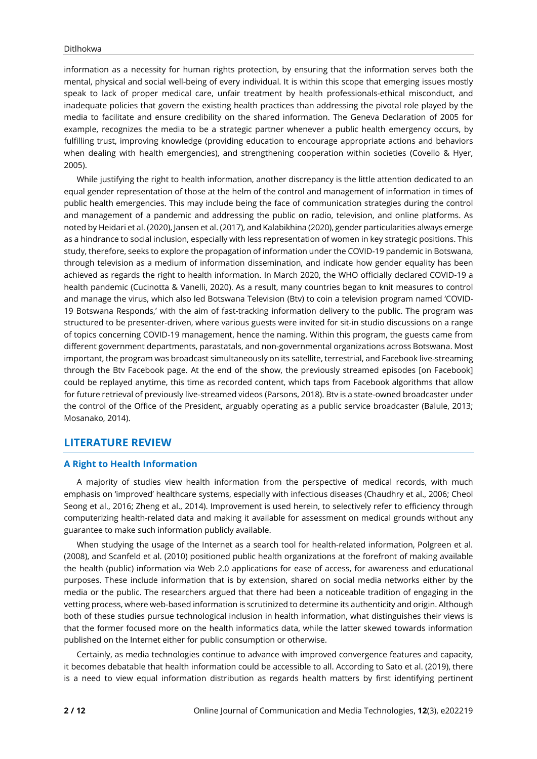information as a necessity for human rights protection, by ensuring that the information serves both the mental, physical and social well-being of every individual. It is within this scope that emerging issues mostly speak to lack of proper medical care, unfair treatment by health professionals-ethical misconduct, and inadequate policies that govern the existing health practices than addressing the pivotal role played by the media to facilitate and ensure credibility on the shared information. The Geneva Declaration of 2005 for example, recognizes the media to be a strategic partner whenever a public health emergency occurs, by fulfilling trust, improving knowledge (providing education to encourage appropriate actions and behaviors when dealing with health emergencies), and strengthening cooperation within societies (Covello & Hyer, 2005).

While justifying the right to health information, another discrepancy is the little attention dedicated to an equal gender representation of those at the helm of the control and management of information in times of public health emergencies. This may include being the face of communication strategies during the control and management of a pandemic and addressing the public on radio, television, and online platforms. As noted by Heidari et al. (2020), Jansen et al. (2017), and Kalabikhina (2020), gender particularities always emerge as a hindrance to social inclusion, especially with less representation of women in key strategic positions. This study, therefore, seeks to explore the propagation of information under the COVID-19 pandemic in Botswana, through television as a medium of information dissemination, and indicate how gender equality has been achieved as regards the right to health information. In March 2020, the WHO officially declared COVID-19 a health pandemic (Cucinotta & Vanelli, 2020). As a result, many countries began to knit measures to control and manage the virus, which also led Botswana Television (Btv) to coin a television program named 'COVID-19 Botswana Responds,' with the aim of fast-tracking information delivery to the public. The program was structured to be presenter-driven, where various guests were invited for sit-in studio discussions on a range of topics concerning COVID-19 management, hence the naming. Within this program, the guests came from different government departments, parastatals, and non-governmental organizations across Botswana. Most important, the program was broadcast simultaneously on its satellite, terrestrial, and Facebook live-streaming through the Btv Facebook page. At the end of the show, the previously streamed episodes [on Facebook] could be replayed anytime, this time as recorded content, which taps from Facebook algorithms that allow for future retrieval of previously live-streamed videos (Parsons, 2018). Btv is a state-owned broadcaster under the control of the Office of the President, arguably operating as a public service broadcaster (Balule, 2013; Mosanako, 2014).

## LITERATURE REVIEW

### A Right to Health Information

A majority of studies view health information from the perspective of medical records, with much emphasis on 'improved' healthcare systems, especially with infectious diseases (Chaudhry et al., 2006; Cheol Seong et al., 2016; Zheng et al., 2014). Improvement is used herein, to selectively refer to efficiency through computerizing health-related data and making it available for assessment on medical grounds without any guarantee to make such information publicly available.

When studying the usage of the Internet as a search tool for health-related information, Polgreen et al. (2008), and Scanfeld et al. (2010) positioned public health organizations at the forefront of making available the health (public) information via Web 2.0 applications for ease of access, for awareness and educational purposes. These include information that is by extension, shared on social media networks either by the media or the public. The researchers argued that there had been a noticeable tradition of engaging in the vetting process, where web-based information is scrutinized to determine its authenticity and origin. Although both of these studies pursue technological inclusion in health information, what distinguishes their views is that the former focused more on the health informatics data, while the latter skewed towards information published on the Internet either for public consumption or otherwise.

Certainly, as media technologies continue to advance with improved convergence features and capacity, it becomes debatable that health information could be accessible to all. According to Sato et al. (2019), there is a need to view equal information distribution as regards health matters by first identifying pertinent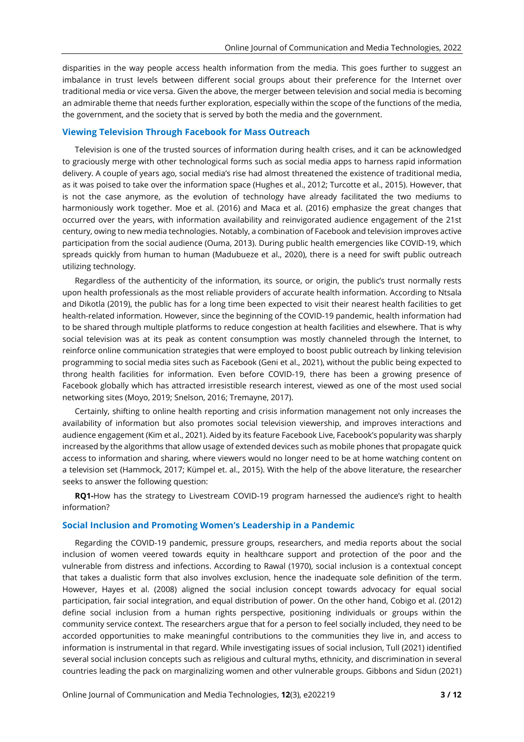disparities in the way people access health information from the media. This goes further to suggest an imbalance in trust levels between different social groups about their preference for the Internet over traditional media or vice versa. Given the above, the merger between television and social media is becoming an admirable theme that needs further exploration, especially within the scope of the functions of the media, the government, and the society that is served by both the media and the government.

## Viewing Television Through Facebook for Mass Outreach

Television is one of the trusted sources of information during health crises, and it can be acknowledged to graciously merge with other technological forms such as social media apps to harness rapid information delivery. A couple of years ago, social media's rise had almost threatened the existence of traditional media, as it was poised to take over the information space (Hughes et al., 2012; Turcotte et al., 2015). However, that is not the case anymore, as the evolution of technology have already facilitated the two mediums to harmoniously work together. Moe et al. (2016) and Maca et al. (2016) emphasize the great changes that occurred over the years, with information availability and reinvigorated audience engagement of the 21st century, owing to new media technologies. Notably, a combination of Facebook and television improves active participation from the social audience (Ouma, 2013). During public health emergencies like COVID-19, which spreads quickly from human to human (Madubueze et al., 2020), there is a need for swift public outreach utilizing technology.

Regardless of the authenticity of the information, its source, or origin, the public's trust normally rests upon health professionals as the most reliable providers of accurate health information. According to Ntsala and Dikotla (2019), the public has for a long time been expected to visit their nearest health facilities to get health-related information. However, since the beginning of the COVID-19 pandemic, health information had to be shared through multiple platforms to reduce congestion at health facilities and elsewhere. That is why social television was at its peak as content consumption was mostly channeled through the Internet, to reinforce online communication strategies that were employed to boost public outreach by linking television programming to social media sites such as Facebook (Geni et al., 2021), without the public being expected to throng health facilities for information. Even before COVID-19, there has been a growing presence of Facebook globally which has attracted irresistible research interest, viewed as one of the most used social networking sites (Moyo, 2019; Snelson, 2016; Tremayne, 2017).

Certainly, shifting to online health reporting and crisis information management not only increases the availability of information but also promotes social television viewership, and improves interactions and audience engagement (Kim et al., 2021). Aided by its feature Facebook Live, Facebook's popularity was sharply increased by the algorithms that allow usage of extended devices such as mobile phones that propagate quick access to information and sharing, where viewers would no longer need to be at home watching content on a television set (Hammock, 2017; Kümpel et. al., 2015). With the help of the above literature, the researcher seeks to answer the following question:

**RQ1-**How has the strategy to Livestream COVID-19 program harnessed the audience's right to health information?

## Social Inclusion and Promoting Women's Leadership in a Pandemic

Regarding the COVID-19 pandemic, pressure groups, researchers, and media reports about the social inclusion of women veered towards equity in healthcare support and protection of the poor and the vulnerable from distress and infections. According to Rawal (1970), social inclusion is a contextual concept that takes a dualistic form that also involves exclusion, hence the inadequate sole definition of the term. However, Hayes et al. (2008) aligned the social inclusion concept towards advocacy for equal social participation, fair social integration, and equal distribution of power. On the other hand, Cobigo et al. (2012) define social inclusion from a human rights perspective, positioning individuals or groups within the community service context. The researchers argue that for a person to feel socially included, they need to be accorded opportunities to make meaningful contributions to the communities they live in, and access to information is instrumental in that regard. While investigating issues of social inclusion, Tull (2021) identified several social inclusion concepts such as religious and cultural myths, ethnicity, and discrimination in several countries leading the pack on marginalizing women and other vulnerable groups. Gibbons and Sidun (2021)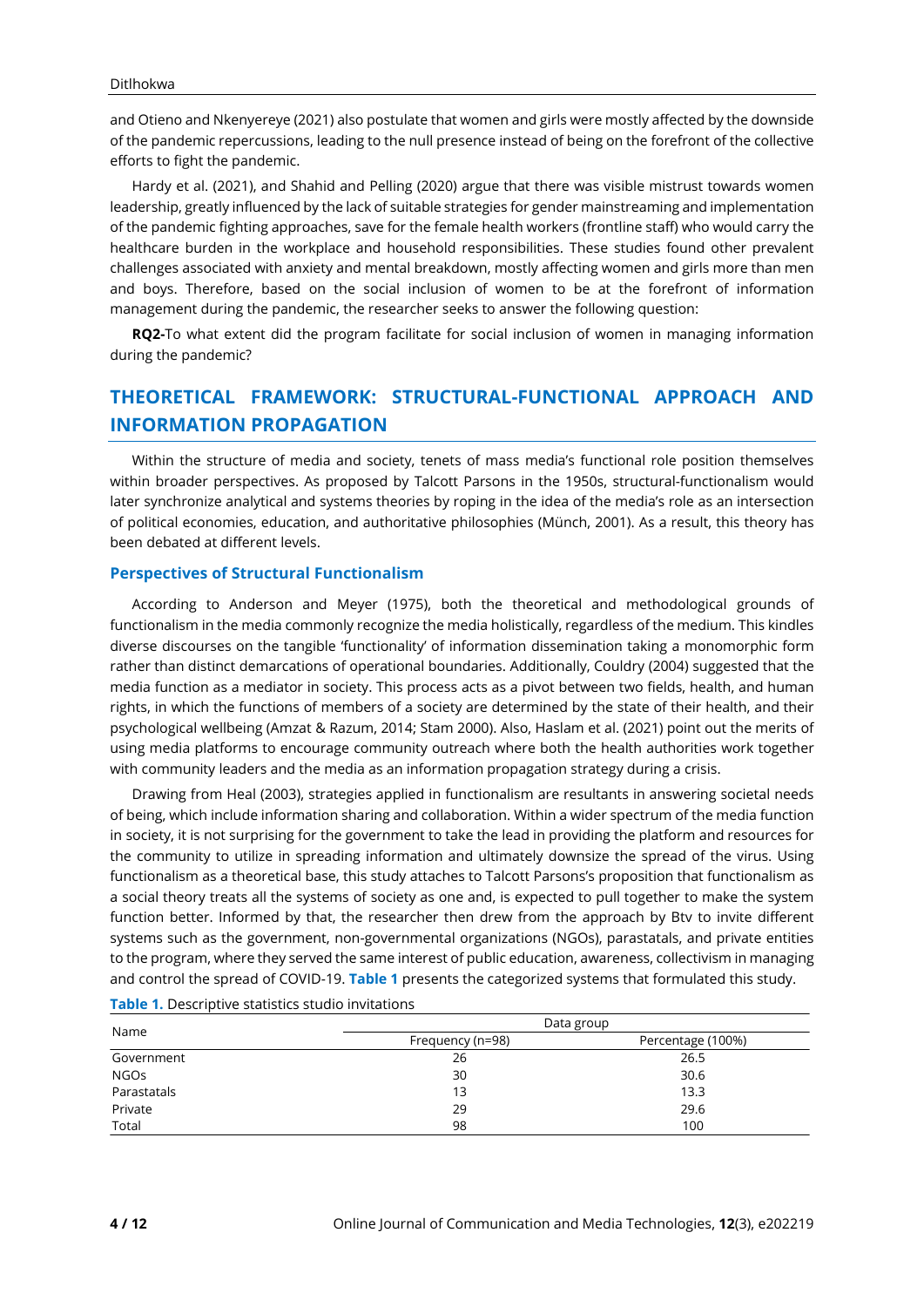and Otieno and Nkenyereye (2021) also postulate that women and girls were mostly affected by the downside of the pandemic repercussions, leading to the null presence instead of being on the forefront of the collective efforts to fight the pandemic.

Hardy et al. (2021), and Shahid and Pelling (2020) argue that there was visible mistrust towards women leadership, greatly influenced by the lack of suitable strategies for gender mainstreaming and implementation of the pandemic fighting approaches, save for the female health workers (frontline staff) who would carry the healthcare burden in the workplace and household responsibilities. These studies found other prevalent challenges associated with anxiety and mental breakdown, mostly affecting women and girls more than men and boys. Therefore, based on the social inclusion of women to be at the forefront of information management during the pandemic, the researcher seeks to answer the following question:

**RQ2-**To what extent did the program facilitate for social inclusion of women in managing information during the pandemic?

## THEORETICAL FRAMEWORK: STRUCTURAL-FUNCTIONAL APPROACH AND INFORMATION PROPAGATION

Within the structure of media and society, tenets of mass media's functional role position themselves within broader perspectives. As proposed by Talcott Parsons in the 1950s, structural-functionalism would later synchronize analytical and systems theories by roping in the idea of the media's role as an intersection of political economies, education, and authoritative philosophies (Münch, 2001). As a result, this theory has been debated at different levels.

### Perspectives of Structural Functionalism

According to Anderson and Meyer (1975), both the theoretical and methodological grounds of functionalism in the media commonly recognize the media holistically, regardless of the medium. This kindles diverse discourses on the tangible 'functionality' of information dissemination taking a monomorphic form rather than distinct demarcations of operational boundaries. Additionally, Couldry (2004) suggested that the media function as a mediator in society. This process acts as a pivot between two fields, health, and human rights, in which the functions of members of a society are determined by the state of their health, and their psychological wellbeing (Amzat & Razum, 2014; Stam 2000). Also, Haslam et al. (2021) point out the merits of using media platforms to encourage community outreach where both the health authorities work together with community leaders and the media as an information propagation strategy during a crisis.

Drawing from Heal (2003), strategies applied in functionalism are resultants in answering societal needs of being, which include information sharing and collaboration. Within a wider spectrum of the media function in society, it is not surprising for the government to take the lead in providing the platform and resources for the community to utilize in spreading information and ultimately downsize the spread of the virus. Using functionalism as a theoretical base, this study attaches to Talcott Parsons's proposition that functionalism as a social theory treats all the systems of society as one and, is expected to pull together to make the system function better. Informed by that, the researcher then drew from the approach by Btv to invite different systems such as the government, non-governmental organizations (NGOs), parastatals, and private entities to the program, where they served the same interest of public education, awareness, collectivism in managing and control the spread of COVID-19. **Table 1** presents the categorized systems that formulated this study.

**Table 1.** Descriptive statistics studio invitations

| Name | Data group | |
|---|---|---|
| | Frequency (n=98) | Percentage (100%) |
| Government | 26 | 26.5 |
| NGOs | 30 | 30.6 |
| Parastatals | 13 | 13.3 |
| Private | 29 | 29.6 |
| Total | 98 | 100 |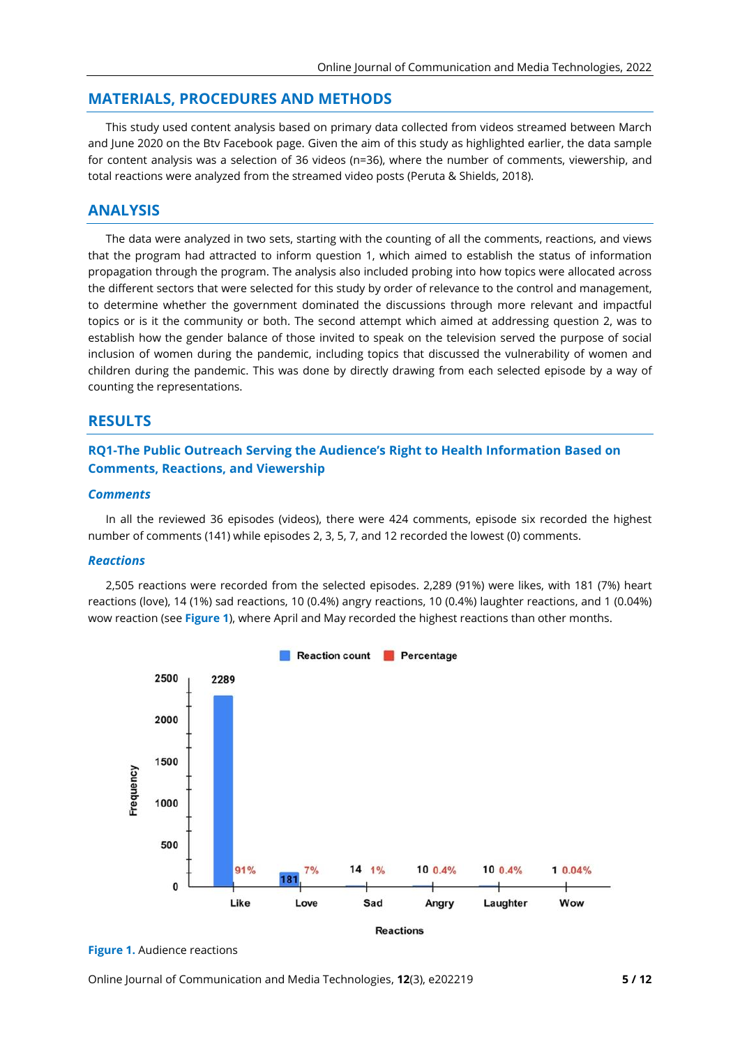## MATERIALS, PROCEDURES AND METHODS

This study used content analysis based on primary data collected from videos streamed between March and June 2020 on the Btv Facebook page. Given the aim of this study as highlighted earlier, the data sample for content analysis was a selection of 36 videos (n=36), where the number of comments, viewership, and total reactions were analyzed from the streamed video posts (Peruta & Shields, 2018).

## ANALYSIS

The data were analyzed in two sets, starting with the counting of all the comments, reactions, and views that the program had attracted to inform question 1, which aimed to establish the status of information propagation through the program. The analysis also included probing into how topics were allocated across the different sectors that were selected for this study by order of relevance to the control and management, to determine whether the government dominated the discussions through more relevant and impactful topics or is it the community or both. The second attempt which aimed at addressing question 2, was to establish how the gender balance of those invited to speak on the television served the purpose of social inclusion of women during the pandemic, including topics that discussed the vulnerability of women and children during the pandemic. This was done by directly drawing from each selected episode by a way of counting the representations.

## RESULTS

### RQ1-The Public Outreach Serving the Audience's Right to Health Information Based on Comments, Reactions, and Viewership

#### *Comments*

In all the reviewed 36 episodes (videos), there were 424 comments, episode six recorded the highest number of comments (141) while episodes 2, 3, 5, 7, and 12 recorded the lowest (0) comments.

#### *Reactions*

2,505 reactions were recorded from the selected episodes. 2,289 (91%) were likes, with 181 (7%) heart reactions (love), 14 (1%) sad reactions, 10 (0.4%) angry reactions, 10 (0.4%) laughter reactions, and 1 (0.04%) wow reaction (see **Figure 1**), where April and May recorded the highest reactions than other months.

| Reactions | Reaction count | Percentage |
|---|---|---|
| Like | 2289 | 91% |
| Love | 181 | 7% |
| Sad | 14 | 1% |
| Angry | 10 | 0.4% |
| Laughter | 10 | 0.4% |
| Wow | 1 | 0.04% |

**Figure 1.** Audience reactions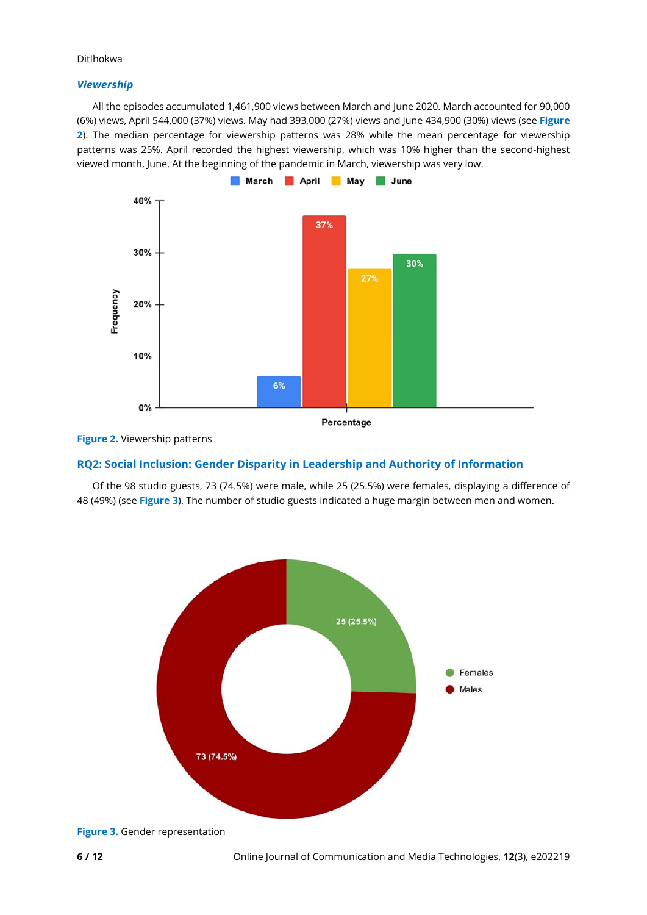### *Viewership*

All the episodes accumulated 1,461,900 views between March and June 2020. March accounted for 90,000 (6%) views, April 544,000 (37%) views. May had 393,000 (27%) views and June 434,900 (30%) views (see **Figure 2**). The median percentage for viewership patterns was 28% while the mean percentage for viewership patterns was 25%. April recorded the highest viewership, which was 10% higher than the second-highest viewed month, June. At the beginning of the pandemic in March, viewership was very low.

**Figure 2.** Viewership patterns

## RQ2: Social Inclusion: Gender Disparity in Leadership and Authority of Information

Of the 98 studio guests, 73 (74.5%) were male, while 25 (25.5%) were females, displaying a difference of 48 (49%) (see **Figure 3**). The number of studio guests indicated a huge margin between men and women.

**Figure 3.** Gender representation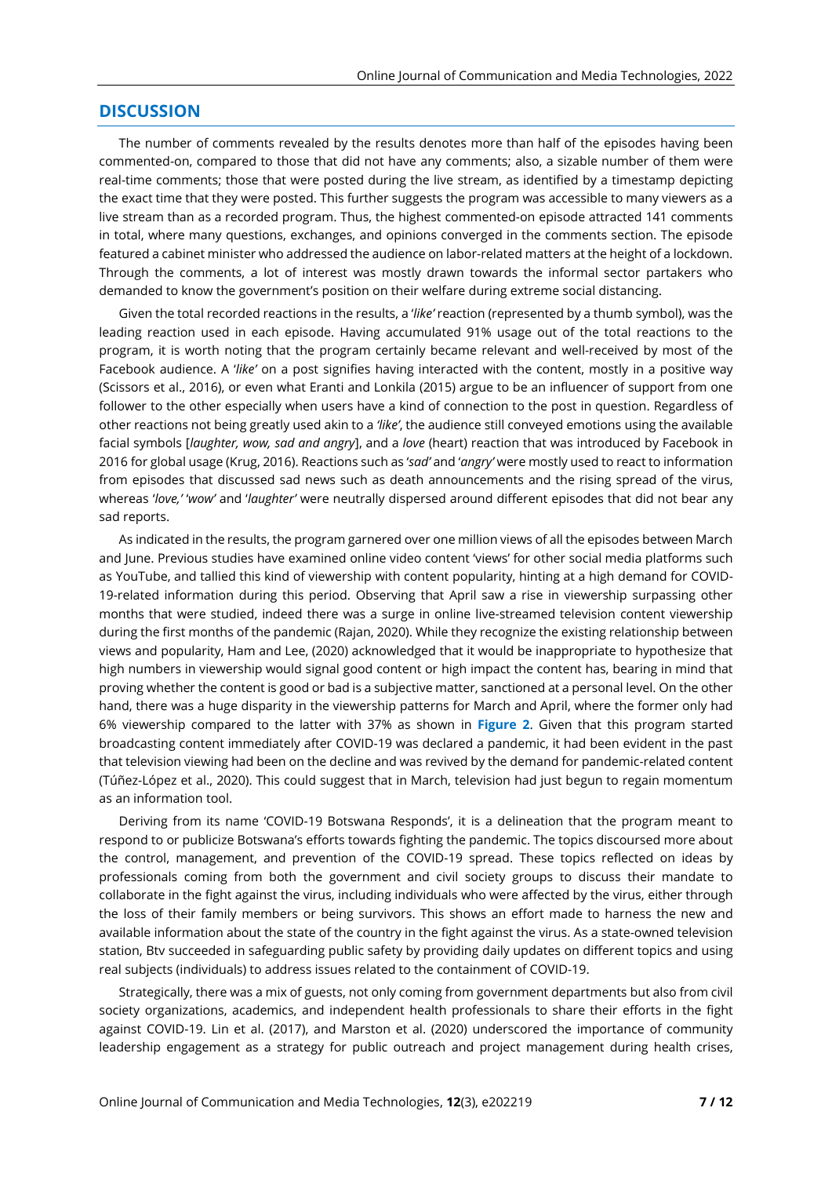## DISCUSSION

The number of comments revealed by the results denotes more than half of the episodes having been commented-on, compared to those that did not have any comments; also, a sizable number of them were real-time comments; those that were posted during the live stream, as identified by a timestamp depicting the exact time that they were posted. This further suggests the program was accessible to many viewers as a live stream than as a recorded program. Thus, the highest commented-on episode attracted 141 comments in total, where many questions, exchanges, and opinions converged in the comments section. The episode featured a cabinet minister who addressed the audience on labor-related matters at the height of a lockdown. Through the comments, a lot of interest was mostly drawn towards the informal sector partakers who demanded to know the government's position on their welfare during extreme social distancing.

Given the total recorded reactions in the results, a '*like*' reaction (represented by a thumb symbol), was the leading reaction used in each episode. Having accumulated 91% usage out of the total reactions to the program, it is worth noting that the program certainly became relevant and well-received by most of the Facebook audience. A '*like*' on a post signifies having interacted with the content, mostly in a positive way (Scissors et al., 2016), or even what Eranti and Lonkila (2015) argue to be an influencer of support from one follower to the other especially when users have a kind of connection to the post in question. Regardless of other reactions not being greatly used akin to a *'like'*, the audience still conveyed emotions using the available facial symbols [*laughter, wow, sad and angry*], and a *love* (heart) reaction that was introduced by Facebook in 2016 for global usage (Krug, 2016). Reactions such as '*sad'* and '*angry'* were mostly used to react to information from episodes that discussed sad news such as death announcements and the rising spread of the virus, whereas '*love,*' '*wow*' and '*laughter'* were neutrally dispersed around different episodes that did not bear any sad reports.

As indicated in the results, the program garnered over one million views of all the episodes between March and June. Previous studies have examined online video content 'views' for other social media platforms such as YouTube, and tallied this kind of viewership with content popularity, hinting at a high demand for COVID-19-related information during this period. Observing that April saw a rise in viewership surpassing other months that were studied, indeed there was a surge in online live-streamed television content viewership during the first months of the pandemic (Rajan, 2020). While they recognize the existing relationship between views and popularity, Ham and Lee, (2020) acknowledged that it would be inappropriate to hypothesize that high numbers in viewership would signal good content or high impact the content has, bearing in mind that proving whether the content is good or bad is a subjective matter, sanctioned at a personal level. On the other hand, there was a huge disparity in the viewership patterns for March and April, where the former only had 6% viewership compared to the latter with 37% as shown in **Figure 2**. Given that this program started broadcasting content immediately after COVID-19 was declared a pandemic, it had been evident in the past that television viewing had been on the decline and was revived by the demand for pandemic-related content (Túñez-López et al., 2020). This could suggest that in March, television had just begun to regain momentum as an information tool.

Deriving from its name 'COVID-19 Botswana Responds', it is a delineation that the program meant to respond to or publicize Botswana's efforts towards fighting the pandemic. The topics discoursed more about the control, management, and prevention of the COVID-19 spread. These topics reflected on ideas by professionals coming from both the government and civil society groups to discuss their mandate to collaborate in the fight against the virus, including individuals who were affected by the virus, either through the loss of their family members or being survivors. This shows an effort made to harness the new and available information about the state of the country in the fight against the virus. As a state-owned television station, Btv succeeded in safeguarding public safety by providing daily updates on different topics and using real subjects (individuals) to address issues related to the containment of COVID-19.

Strategically, there was a mix of guests, not only coming from government departments but also from civil society organizations, academics, and independent health professionals to share their efforts in the fight against COVID-19. Lin et al. (2017), and Marston et al. (2020) underscored the importance of community leadership engagement as a strategy for public outreach and project management during health crises,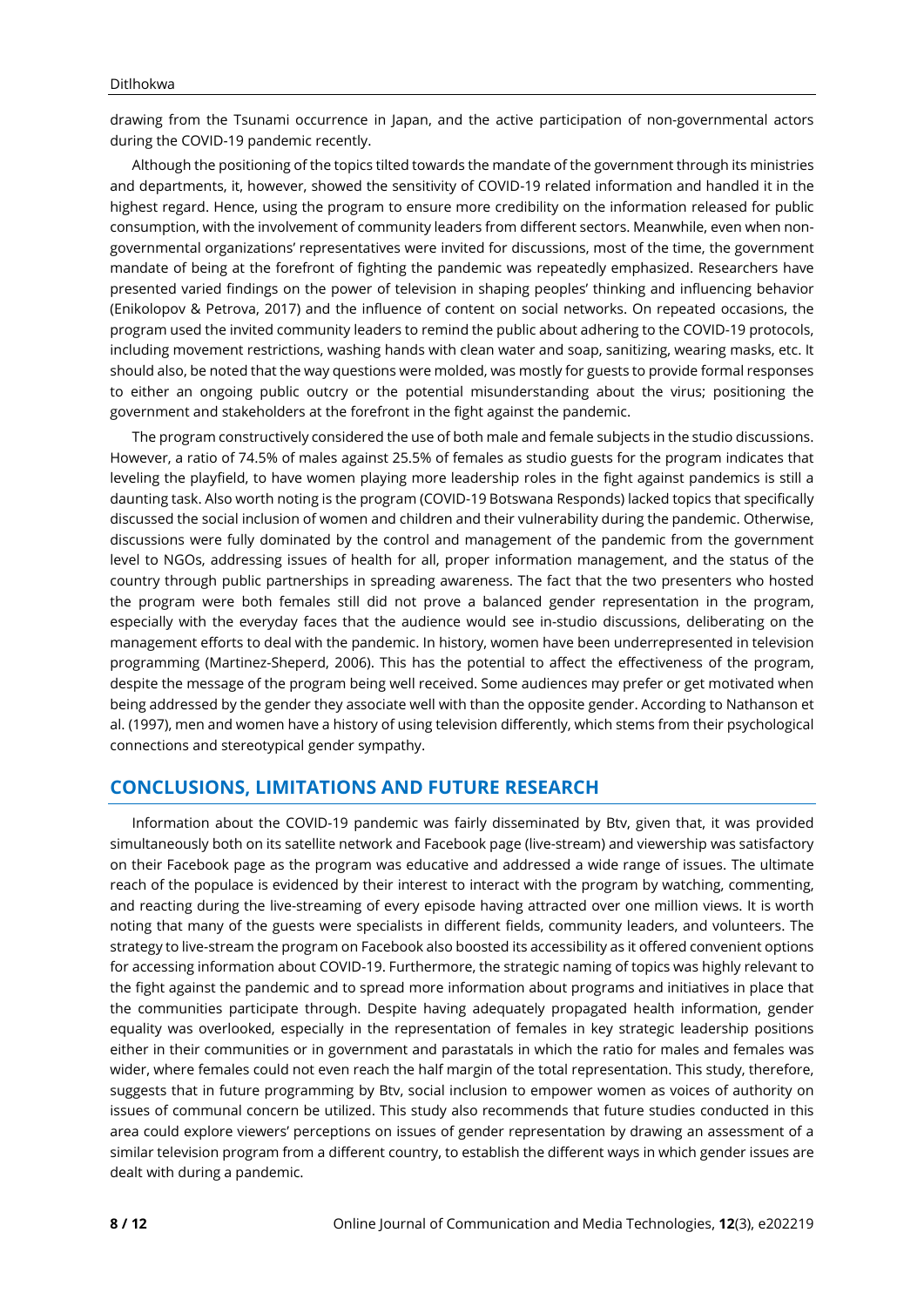drawing from the Tsunami occurrence in Japan, and the active participation of non-governmental actors during the COVID-19 pandemic recently.

Although the positioning of the topics tilted towards the mandate of the government through its ministries and departments, it, however, showed the sensitivity of COVID-19 related information and handled it in the highest regard. Hence, using the program to ensure more credibility on the information released for public consumption, with the involvement of community leaders from different sectors. Meanwhile, even when non-governmental organizations' representatives were invited for discussions, most of the time, the government mandate of being at the forefront of fighting the pandemic was repeatedly emphasized. Researchers have presented varied findings on the power of television in shaping peoples' thinking and influencing behavior (Enikolopov & Petrova, 2017) and the influence of content on social networks. On repeated occasions, the program used the invited community leaders to remind the public about adhering to the COVID-19 protocols, including movement restrictions, washing hands with clean water and soap, sanitizing, wearing masks, etc. It should also, be noted that the way questions were molded, was mostly for guests to provide formal responses to either an ongoing public outcry or the potential misunderstanding about the virus; positioning the government and stakeholders at the forefront in the fight against the pandemic.

The program constructively considered the use of both male and female subjects in the studio discussions. However, a ratio of 74.5% of males against 25.5% of females as studio guests for the program indicates that leveling the playfield, to have women playing more leadership roles in the fight against pandemics is still a daunting task. Also worth noting is the program (COVID-19 Botswana Responds) lacked topics that specifically discussed the social inclusion of women and children and their vulnerability during the pandemic. Otherwise, discussions were fully dominated by the control and management of the pandemic from the government level to NGOs, addressing issues of health for all, proper information management, and the status of the country through public partnerships in spreading awareness. The fact that the two presenters who hosted the program were both females still did not prove a balanced gender representation in the program, especially with the everyday faces that the audience would see in-studio discussions, deliberating on the management efforts to deal with the pandemic. In history, women have been underrepresented in television programming (Martinez-Sheperd, 2006). This has the potential to affect the effectiveness of the program, despite the message of the program being well received. Some audiences may prefer or get motivated when being addressed by the gender they associate well with than the opposite gender. According to Nathanson et al. (1997), men and women have a history of using television differently, which stems from their psychological connections and stereotypical gender sympathy.

## CONCLUSIONS, LIMITATIONS AND FUTURE RESEARCH

Information about the COVID-19 pandemic was fairly disseminated by Btv, given that, it was provided simultaneously both on its satellite network and Facebook page (live-stream) and viewership was satisfactory on their Facebook page as the program was educative and addressed a wide range of issues. The ultimate reach of the populace is evidenced by their interest to interact with the program by watching, commenting, and reacting during the live-streaming of every episode having attracted over one million views. It is worth noting that many of the guests were specialists in different fields, community leaders, and volunteers. The strategy to live-stream the program on Facebook also boosted its accessibility as it offered convenient options for accessing information about COVID-19. Furthermore, the strategic naming of topics was highly relevant to the fight against the pandemic and to spread more information about programs and initiatives in place that the communities participate through. Despite having adequately propagated health information, gender equality was overlooked, especially in the representation of females in key strategic leadership positions either in their communities or in government and parastatals in which the ratio for males and females was wider, where females could not even reach the half margin of the total representation. This study, therefore, suggests that in future programming by Btv, social inclusion to empower women as voices of authority on issues of communal concern be utilized. This study also recommends that future studies conducted in this area could explore viewers' perceptions on issues of gender representation by drawing an assessment of a similar television program from a different country, to establish the different ways in which gender issues are dealt with during a pandemic.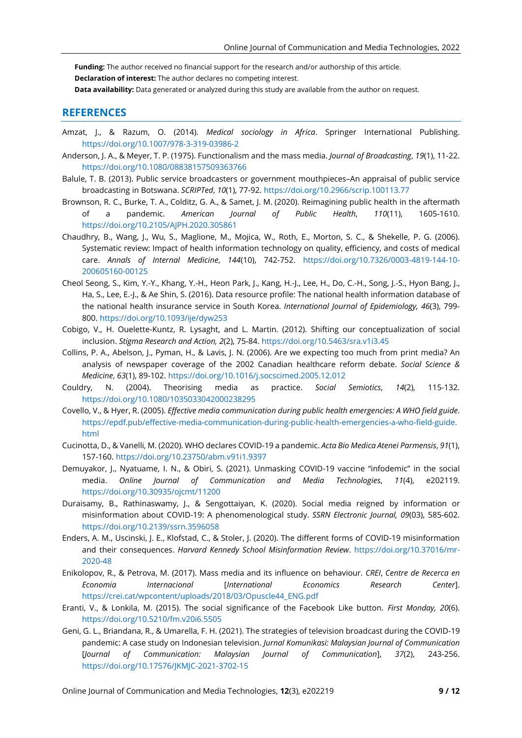**Funding:** The author received no financial support for the research and/or authorship of this article.

**Declaration of interest:** The author declares no competing interest.

**Data availability:** Data generated or analyzed during this study are available from the author on request.

## REFERENCES

Amzat, J., & Razum, O. (2014). *Medical sociology in Africa*. Springer International Publishing. https://doi.org/10.1007/978-3-319-03986-2

Anderson, J. A., & Meyer, T. P. (1975). Functionalism and the mass media. *Journal of Broadcasting*, *19*(1), 11-22. https://doi.org/10.1080/08838157509363766

Balule, T. B. (2013). Public service broadcasters or government mouthpieces–An appraisal of public service broadcasting in Botswana. *SCRIPTed*, *10*(1), 77-92. https://doi.org/10.2966/scrip.100113.77

Brownson, R. C., Burke, T. A., Colditz, G. A., & Samet, J. M. (2020). Reimagining public health in the aftermath of a pandemic. *American Journal of Public Health*, *110*(11), 1605-1610. https://doi.org/10.2105/AJPH.2020.305861

Chaudhry, B., Wang, J., Wu, S., Maglione, M., Mojica, W., Roth, E., Morton, S. C., & Shekelle, P. G. (2006). Systematic review: Impact of health information technology on quality, efficiency, and costs of medical care. *Annals of Internal Medicine*, *144*(10), 742-752. https://doi.org/10.7326/0003-4819-144-10-200605160-00125

Cheol Seong, S., Kim, Y.-Y., Khang, Y.-H., Heon Park, J., Kang, H.-J., Lee, H., Do, C.-H., Song, J.-S., Hyon Bang, J., Ha, S., Lee, E.-J., & Ae Shin, S. (2016). Data resource profile: The national health information database of the national health insurance service in South Korea. *International Journal of Epidemiology, 46*(3), 799-800. https://doi.org/10.1093/ije/dyw253

Cobigo, V., H. Ouelette-Kuntz, R. Lysaght, and L. Martin. (2012). Shifting our conceptualization of social inclusion. *Stigma Research and Action, 2*(2), 75-84. https://doi.org/10.5463/sra.v1i3.45

Collins, P. A., Abelson, J., Pyman, H., & Lavis, J. N. (2006). Are we expecting too much from print media? An analysis of newspaper coverage of the 2002 Canadian healthcare reform debate. *Social Science & Medicine*, *63*(1), 89-102. https://doi.org/10.1016/j.socscimed.2005.12.012

Couldry, N. (2004). Theorising media as practice. *Social Semiotics*, *14*(2), 115-132. https://doi.org/10.1080/1035033042000238295

Covello, V., & Hyer, R. (2005). *Effective media communication during public health emergencies: A WHO field guide*. https://epdf.pub/effective-media-communication-during-public-health-emergencies-a-who-field-guide.html

Cucinotta, D., & Vanelli, M. (2020). WHO declares COVID-19 a pandemic. *Acta Bio Medica Atenei Parmensis*, *91*(1), 157-160. https://doi.org/10.23750/abm.v91i1.9397

Demuyakor, J., Nyatuame, I. N., & Obiri, S. (2021). Unmasking COVID-19 vaccine "infodemic" in the social media. *Online Journal of Communication and Media Technologies*, *11*(4), e202119. https://doi.org/10.30935/ojcmt/11200

Duraisamy, B., Rathinaswamy, J., & Sengottaiyan, K. (2020). Social media reigned by information or misinformation about COVID-19: A phenomenological study. *SSRN Electronic Journal, 09*(03), 585-602. https://doi.org/10.2139/ssrn.3596058

Enders, A. M., Uscinski, J. E., Klofstad, C., & Stoler, J. (2020). The different forms of COVID-19 misinformation and their consequences. *Harvard Kennedy School Misinformation Review*. https://doi.org/10.37016/mr-2020-48

Enikolopov, R., & Petrova, M. (2017). Mass media and its influence on behaviour. *CREI*, *Centre de Recerca en Economia Internacional* [*International Economics Research Center*]. https://crei.cat/wpcontent/uploads/2018/03/Opuscle44_ENG.pdf

Eranti, V., & Lonkila, M. (2015). The social significance of the Facebook Like button. *First Monday, 20*(6). https://doi.org/10.5210/fm.v20i6.5505

Geni, G. L., Briandana, R., & Umarella, F. H. (2021). The strategies of television broadcast during the COVID-19 pandemic: A case study on Indonesian television. *Jurnal Komunikasi: Malaysian Journal of Communication* [*Journal of Communication: Malaysian Journal of Communication*], *37*(2), 243-256. https://doi.org/10.17576/JKMJC-2021-3702-15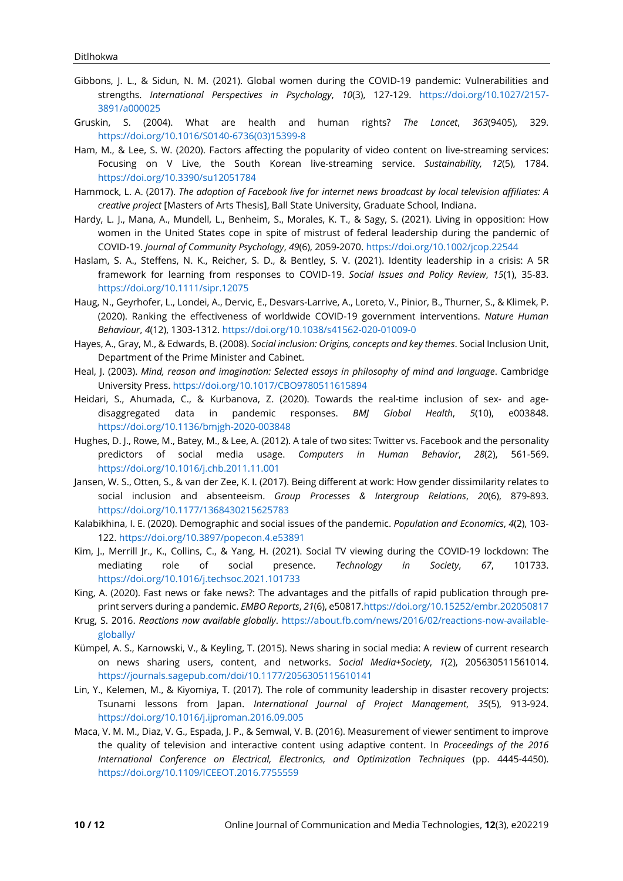Gibbons, J. L., & Sidun, N. M. (2021). Global women during the COVID-19 pandemic: Vulnerabilities and strengths. *International Perspectives in Psychology*, *10*(3), 127-129. https://doi.org/10.1027/2157-3891/a000025

Gruskin, S. (2004). What are health and human rights? *The Lancet*, *363*(9405), 329. https://doi.org/10.1016/S0140-6736(03)15399-8

Ham, M., & Lee, S. W. (2020). Factors affecting the popularity of video content on live-streaming services: Focusing on V Live, the South Korean live-streaming service. *Sustainability, 12*(5), 1784. https://doi.org/10.3390/su12051784

Hammock, L. A. (2017). *The adoption of Facebook live for internet news broadcast by local television affiliates: A creative project* [Masters of Arts Thesis], Ball State University, Graduate School, Indiana.

Hardy, L. J., Mana, A., Mundell, L., Benheim, S., Morales, K. T., & Sagy, S. (2021). Living in opposition: How women in the United States cope in spite of mistrust of federal leadership during the pandemic of COVID-19. *Journal of Community Psychology*, *49*(6), 2059-2070. https://doi.org/10.1002/jcop.22544

Haslam, S. A., Steffens, N. K., Reicher, S. D., & Bentley, S. V. (2021). Identity leadership in a crisis: A 5R framework for learning from responses to COVID-19. *Social Issues and Policy Review*, *15*(1), 35-83. https://doi.org/10.1111/sipr.12075

Haug, N., Geyrhofer, L., Londei, A., Dervic, E., Desvars-Larrive, A., Loreto, V., Pinior, B., Thurner, S., & Klimek, P. (2020). Ranking the effectiveness of worldwide COVID-19 government interventions. *Nature Human Behaviour*, *4*(12), 1303-1312. https://doi.org/10.1038/s41562-020-01009-0

Hayes, A., Gray, M., & Edwards, B. (2008). *Social inclusion: Origins, concepts and key themes*. Social Inclusion Unit, Department of the Prime Minister and Cabinet.

Heal, J. (2003). *Mind, reason and imagination: Selected essays in philosophy of mind and language*. Cambridge University Press. https://doi.org/10.1017/CBO9780511615894

Heidari, S., Ahumada, C., & Kurbanova, Z. (2020). Towards the real-time inclusion of sex- and age-disaggregated data in pandemic responses. *BMJ Global Health*, *5*(10), e003848. https://doi.org/10.1136/bmjgh-2020-003848

Hughes, D. J., Rowe, M., Batey, M., & Lee, A. (2012). A tale of two sites: Twitter vs. Facebook and the personality predictors of social media usage. *Computers in Human Behavior*, *28*(2), 561-569. https://doi.org/10.1016/j.chb.2011.11.001

Jansen, W. S., Otten, S., & van der Zee, K. I. (2017). Being different at work: How gender dissimilarity relates to social inclusion and absenteeism. *Group Processes & Intergroup Relations*, *20*(6), 879-893. https://doi.org/10.1177/1368430215625783

Kalabikhina, I. E. (2020). Demographic and social issues of the pandemic. *Population and Economics*, *4*(2), 103-122. https://doi.org/10.3897/popecon.4.e53891

Kim, J., Merrill Jr., K., Collins, C., & Yang, H. (2021). Social TV viewing during the COVID-19 lockdown: The mediating role of social presence. *Technology in Society*, *67*, 101733. https://doi.org/10.1016/j.techsoc.2021.101733

King, A. (2020). Fast news or fake news?: The advantages and the pitfalls of rapid publication through pre-print servers during a pandemic. *EMBO Reports*, *21*(6), e50817.https://doi.org/10.15252/embr.202050817

Krug, S. 2016. *Reactions now available globally*. https://about.fb.com/news/2016/02/reactions-now-available-globally/

Kümpel, A. S., Karnowski, V., & Keyling, T. (2015). News sharing in social media: A review of current research on news sharing users, content, and networks. *Social Media+Society*, *1*(2), 205630511561014. https://journals.sagepub.com/doi/10.1177/2056305115610141

Lin, Y., Kelemen, M., & Kiyomiya, T. (2017). The role of community leadership in disaster recovery projects: Tsunami lessons from Japan. *International Journal of Project Management*, *35*(5), 913-924. https://doi.org/10.1016/j.ijproman.2016.09.005

Maca, V. M. M., Diaz, V. G., Espada, J. P., & Semwal, V. B. (2016). Measurement of viewer sentiment to improve the quality of television and interactive content using adaptive content. In *Proceedings of the 2016 International Conference on Electrical, Electronics, and Optimization Techniques* (pp. 4445-4450). https://doi.org/10.1109/ICEEOT.2016.7755559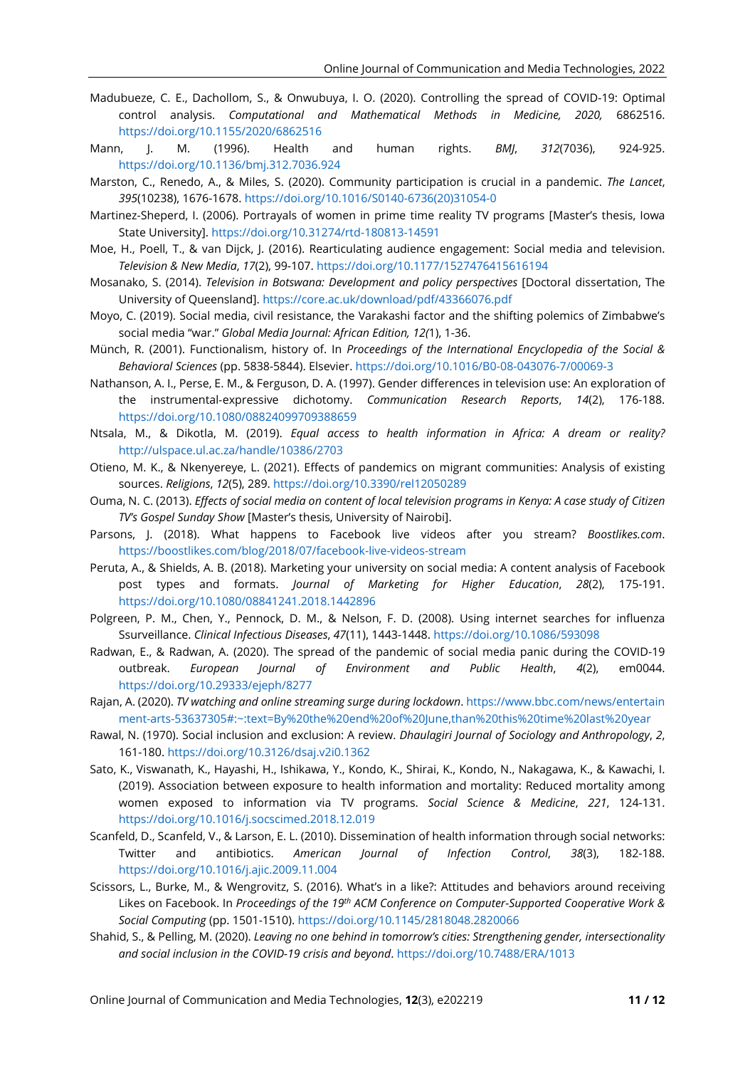Madubueze, C. E., Dachollom, S., & Onwubuya, I. O. (2020). Controlling the spread of COVID-19: Optimal control analysis. *Computational and Mathematical Methods in Medicine, 2020,* 6862516. https://doi.org/10.1155/2020/6862516

Mann, J. M. (1996). Health and human rights. *BMJ*, *312*(7036), 924-925. https://doi.org/10.1136/bmj.312.7036.924

Marston, C., Renedo, A., & Miles, S. (2020). Community participation is crucial in a pandemic. *The Lancet*, *395*(10238), 1676-1678. https://doi.org/10.1016/S0140-6736(20)31054-0

Martinez-Sheperd, I. (2006). Portrayals of women in prime time reality TV programs [Master's thesis, Iowa State University]. https://doi.org/10.31274/rtd-180813-14591

Moe, H., Poell, T., & van Dijck, J. (2016). Rearticulating audience engagement: Social media and television. *Television & New Media*, *17*(2), 99-107. https://doi.org/10.1177/1527476415616194

Mosanako, S. (2014). *Television in Botswana: Development and policy perspectives* [Doctoral dissertation, The University of Queensland]. https://core.ac.uk/download/pdf/43366076.pdf

Moyo, C. (2019). Social media, civil resistance, the Varakashi factor and the shifting polemics of Zimbabwe's social media "war." *Global Media Journal: African Edition, 12(*1), 1-36.

Münch, R. (2001). Functionalism, history of. In *Proceedings of the International Encyclopedia of the Social & Behavioral Sciences* (pp. 5838-5844). Elsevier. https://doi.org/10.1016/B0-08-043076-7/00069-3

Nathanson, A. I., Perse, E. M., & Ferguson, D. A. (1997). Gender differences in television use: An exploration of the instrumental-expressive dichotomy. *Communication Research Reports*, *14*(2), 176-188. https://doi.org/10.1080/08824099709388659

Ntsala, M., & Dikotla, M. (2019). *Equal access to health information in Africa: A dream or reality?* http://ulspace.ul.ac.za/handle/10386/2703

Otieno, M. K., & Nkenyereye, L. (2021). Effects of pandemics on migrant communities: Analysis of existing sources. *Religions*, *12*(5), 289. https://doi.org/10.3390/rel12050289

Ouma, N. C. (2013). *Effects of social media on content of local television programs in Kenya: A case study of Citizen TV's Gospel Sunday Show* [Master's thesis, University of Nairobi].

Parsons, J. (2018). What happens to Facebook live videos after you stream? *Boostlikes.com*. https://boostlikes.com/blog/2018/07/facebook-live-videos-stream

Peruta, A., & Shields, A. B. (2018). Marketing your university on social media: A content analysis of Facebook post types and formats. *Journal of Marketing for Higher Education*, *28*(2), 175-191. https://doi.org/10.1080/08841241.2018.1442896

Polgreen, P. M., Chen, Y., Pennock, D. M., & Nelson, F. D. (2008). Using internet searches for influenza Ssurveillance. *Clinical Infectious Diseases*, *47*(11), 1443-1448. https://doi.org/10.1086/593098

Radwan, E., & Radwan, A. (2020). The spread of the pandemic of social media panic during the COVID-19 outbreak. *European Journal of Environment and Public Health*, *4*(2), em0044. https://doi.org/10.29333/ejeph/8277

Rajan, A. (2020). *TV watching and online streaming surge during lockdown*. https://www.bbc.com/news/entertainment-arts-53637305#:~:text=By%20the%20end%20of%20June,than%20this%20time%20last%20year

Rawal, N. (1970). Social inclusion and exclusion: A review. *Dhaulagiri Journal of Sociology and Anthropology*, *2*, 161-180. https://doi.org/10.3126/dsaj.v2i0.1362

Sato, K., Viswanath, K., Hayashi, H., Ishikawa, Y., Kondo, K., Shirai, K., Kondo, N., Nakagawa, K., & Kawachi, I. (2019). Association between exposure to health information and mortality: Reduced mortality among women exposed to information via TV programs. *Social Science & Medicine*, *221*, 124-131. https://doi.org/10.1016/j.socscimed.2018.12.019

Scanfeld, D., Scanfeld, V., & Larson, E. L. (2010). Dissemination of health information through social networks: Twitter and antibiotics. *American Journal of Infection Control*, *38*(3), 182-188. https://doi.org/10.1016/j.ajic.2009.11.004

Scissors, L., Burke, M., & Wengrovitz, S. (2016). What's in a like?: Attitudes and behaviors around receiving Likes on Facebook. In *Proceedings of the 19th ACM Conference on Computer-Supported Cooperative Work & Social Computing* (pp. 1501-1510). https://doi.org/10.1145/2818048.2820066

Shahid, S., & Pelling, M. (2020). *Leaving no one behind in tomorrow's cities: Strengthening gender, intersectionality and social inclusion in the COVID-19 crisis and beyond*. https://doi.org/10.7488/ERA/1013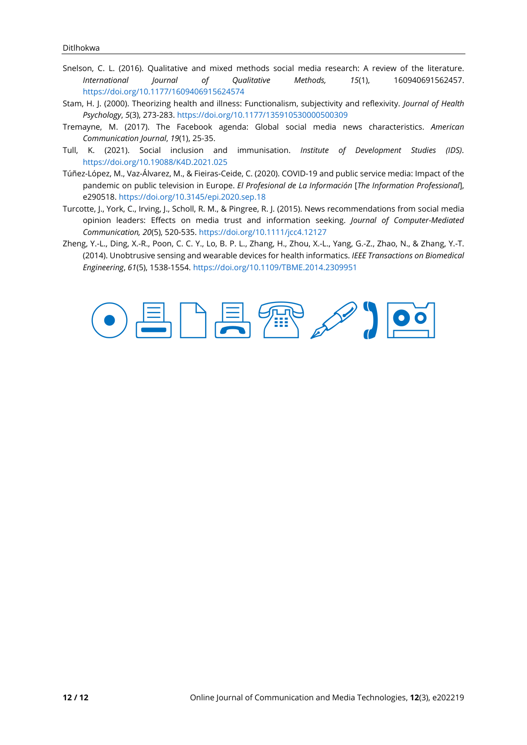Snelson, C. L. (2016). Qualitative and mixed methods social media research: A review of the literature. *International Journal of Qualitative Methods, 15*(1), 160940691562457. https://doi.org/10.1177/1609406915624574

Stam, H. J. (2000). Theorizing health and illness: Functionalism, subjectivity and reflexivity. *Journal of Health Psychology*, *5*(3), 273-283. https://doi.org/10.1177/135910530000500309

Tremayne, M. (2017). The Facebook agenda: Global social media news characteristics. *American Communication Journal*, *19*(1), 25-35.

Tull, K. (2021). Social inclusion and immunisation. *Institute of Development Studies (IDS)*. https://doi.org/10.19088/K4D.2021.025

Túñez-López, M., Vaz-Álvarez, M., & Fieiras-Ceide, C. (2020). COVID-19 and public service media: Impact of the pandemic on public television in Europe. *El Profesional de La Información* [*The Information Professional*], e290518. https://doi.org/10.3145/epi.2020.sep.18

Turcotte, J., York, C., Irving, J., Scholl, R. M., & Pingree, R. J. (2015). News recommendations from social media opinion leaders: Effects on media trust and information seeking. *Journal of Computer-Mediated Communication, 20*(5), 520-535. https://doi.org/10.1111/jcc4.12127

Zheng, Y.-L., Ding, X.-R., Poon, C. C. Y., Lo, B. P. L., Zhang, H., Zhou, X.-L., Yang, G.-Z., Zhao, N., & Zhang, Y.-T. (2014). Unobtrusive sensing and wearable devices for health informatics. *IEEE Transactions on Biomedical Engineering*, *61*(5), 1538-1554. https://doi.org/10.1109/TBME.2014.2309951